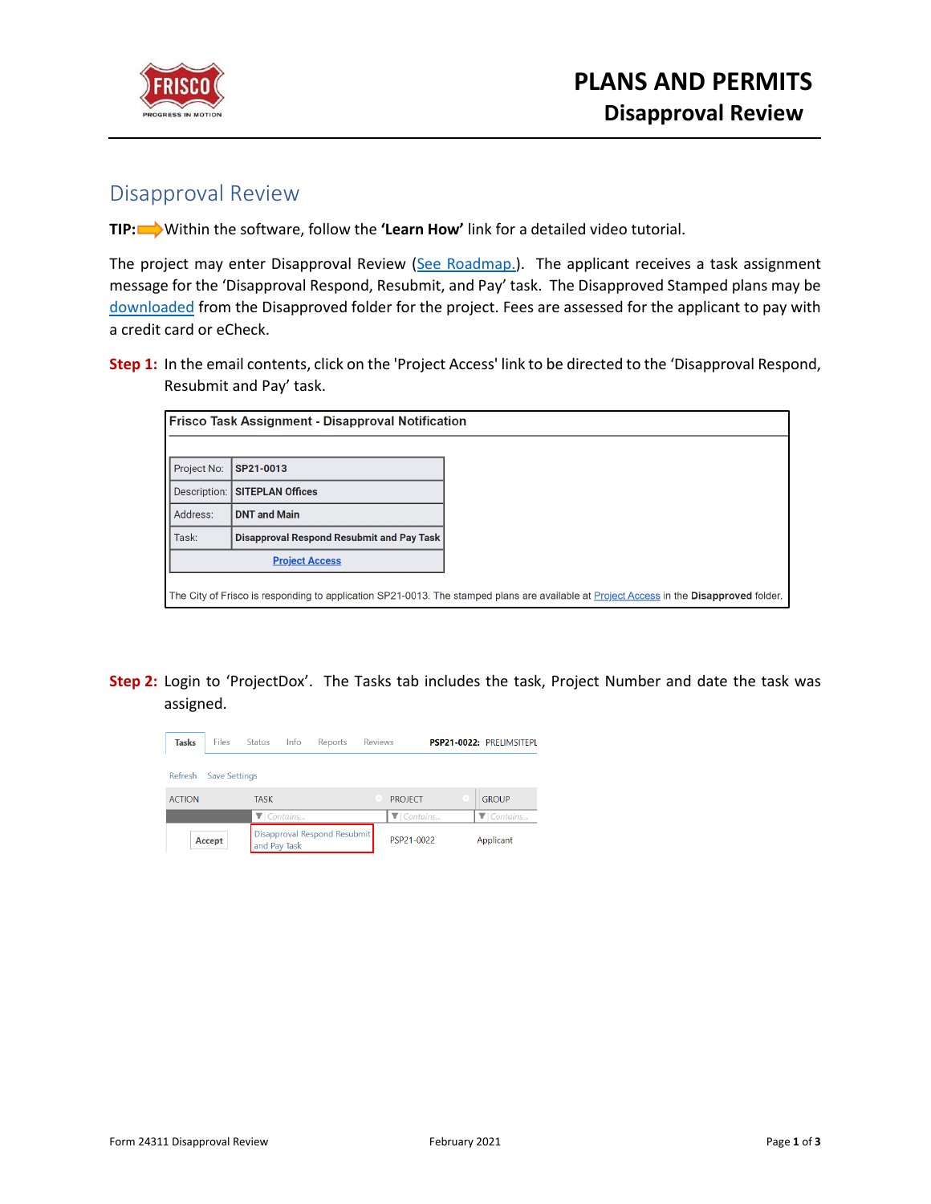# PLANS AND PERMITS
## Disaprroval Review

## Disapproval Review

**TIP:** ➡ Within the software, follow the **'Learn How'** link for a detailed video tutorial.

The project may enter Disapproval Review (See Roadmap.). The applicant receives a task assignment message for the 'Disapproval Respond, Resubmit, and Pay' task. The Disapproved Stamped plans may be downloaded from the Disapproved folder for the project. Fees are assessed for the applicant to pay with a credit card or eCheck.

**Step 1:** In the email contents, click on the 'Project Access' link to be directed to the 'Disapproval Respond, Resubmit and Pay' task.

**Frisco Task Assignment - Disapproval Notification**

| | |
|---|---|
| Project No: | **SP21-0013** |
| Description: | **SITEPLAN Offices** |
| Address: | **DNT and Main** |
| Task: | **Disapproval Respond Resubmit and Pay Task** |
| Project Access | |

The City of Frisco is responding to application SP21-0013. The stamped plans are available at Project Access in the **Disapproved** folder.

**Step 2:** Login to 'ProjectDox'. The Tasks tab includes the task, Project Number and date the task was assigned.

Tasks | Files | Status | Info | Reports | Reviews — **PSP21-0022:** PRELIMSITEPL

Refresh | Save Settings

| ACTION | TASK | PROJECT | GROUP |
|---|---|---|---|
| | Contains... | Contains... | Contains... |
| Accept | Disapproval Respond Resubmit and Pay Task | PSP21-0022 | Applicant |

Form 24311 Disapproval Review | February 2021

# PLANS AND PERMITS
## Disapproval Review

## Disapproval Review

**TIP:** ➡ Within the software, follow the **'Learn How'** link for a detailed video tutorial.

The project may enter Disapproval Review (See Roadmap.). The applicant receives a task assignment message for the 'Disapproval Respond, Resubmit, and Pay' task. The Disapproved Stamped plans may be downloaded from the Disapproved folder for the project. Fees are assessed for the applicant to pay with a credit card or eCheck.

**Step 1:** In the email contents, click on the 'Project Access' link to be directed to the 'Disapproval Respond, Resubmit and Pay' task.

**Frisco Task Assignment - Disapproval Notification**

| | |
|---|---|
| Project No: | **SP21-0013** |
| Description: | **SITEPLAN Offices** |
| Address: | **DNT and Main** |
| Task: | **Disapproval Respond Resubmit and Pay Task** |
| Project Access | |

The City of Frisco is responding to application SP21-0013. The stamped plans are available at Project Access in the **Disapproved** folder.

**Step 2:** Login to 'ProjectDox'. The Tasks tab includes the task, Project Number and date the task was assigned.

Tasks | Files | Status | Info | Reports | Reviews — **PSP21-0022:** PRELIMSITEPL

Refresh | Save Settings

| ACTION | TASK | PROJECT | GROUP |
|---|---|---|---|
| | Contains... | Contains... | Contains... |
| Accept | Disapproval Respond Resubmit and Pay Task | PSP21-0022 | Applicant |

Form 24311 Disapproval Review | February 2021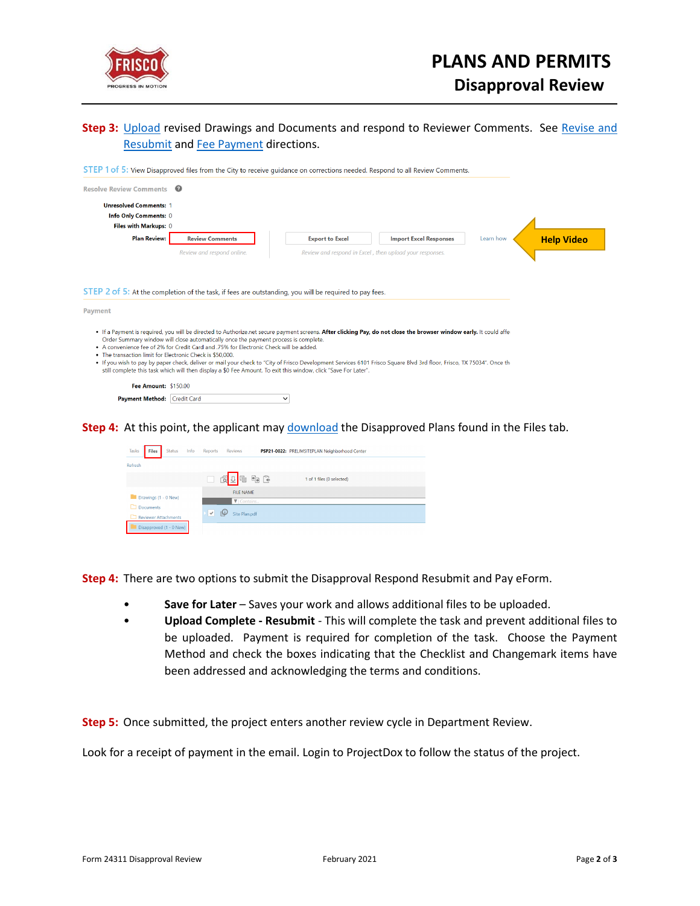**Step 3:** Upload revised Drawings and Documents and respond to Reviewer Comments. See Revise and Resubmit and Fee Payment directions.

STEP 1 of 5: View Disapproved files from the City to receive guidance on corrections needed. Respond to all Review Comments.

Resolve Review Comments

Unresolved Comments: 1
Info Only Comments: 0
Files with Markups: 0
Plan Review: Review Comments | Export to Excel | Import Excel Responses | Learn how

Review and respond online. | Review and respond in Excel, then upload your responses.

Help Video

STEP 2 of 5: At the completion of the task, if fees are outstanding, you will be required to pay fees.

Payment

- If a Payment is required, you will be directed to Authorize.net secure payment screens. **After clicking Pay, do not close the browser window early.** It could affe Order Summary window will close automatically once the payment process is complete.
- A convenience fee of 2% for Credit Card and .75% for Electronic Check will be added.
- The transaction limit for Electronic Check is $50,000.
- If you wish to pay by paper check, deliver or mail your check to "City of Frisco Development Services 6101 Frisco Square Blvd 3rd floor, Frisco, TX 75034". Once th still complete this task which will then display a $0 Fee Amount. To exit this window, click "Save For Later".

Fee Amount: $150.00
Payment Method: Credit Card

**Step 4:** At this point, the applicant may download the Disapproved Plans found in the Files tab.

Tasks | Files | Status | Info | Reports | Reviews — PSP21-0022: PRELIMSITEPLAN Neighborhood Center

Refresh

1 of 1 files (0 selected)

Drawings (1 - 0 New)
Documents
Reviewer Attachments
Disapproved (1 - 0 New)

FILE NAME
Site Plan.pdf

**Step 4:** There are two options to submit the Disapproval Respond Resubmit and Pay eForm.

- **Save for Later** – Saves your work and allows additional files to be uploaded.
- **Upload Complete - Resubmit** - This will complete the task and prevent additional files to be uploaded. Payment is required for completion of the task. Choose the Payment Method and check the boxes indicating that the Checklist and Changemark items have been addressed and acknowledging the terms and conditions.

**Step 5:** Once submitted, the project enters another review cycle in Department Review.

Look for a receipt of payment in the email. Login to ProjectDox to follow the status of the project.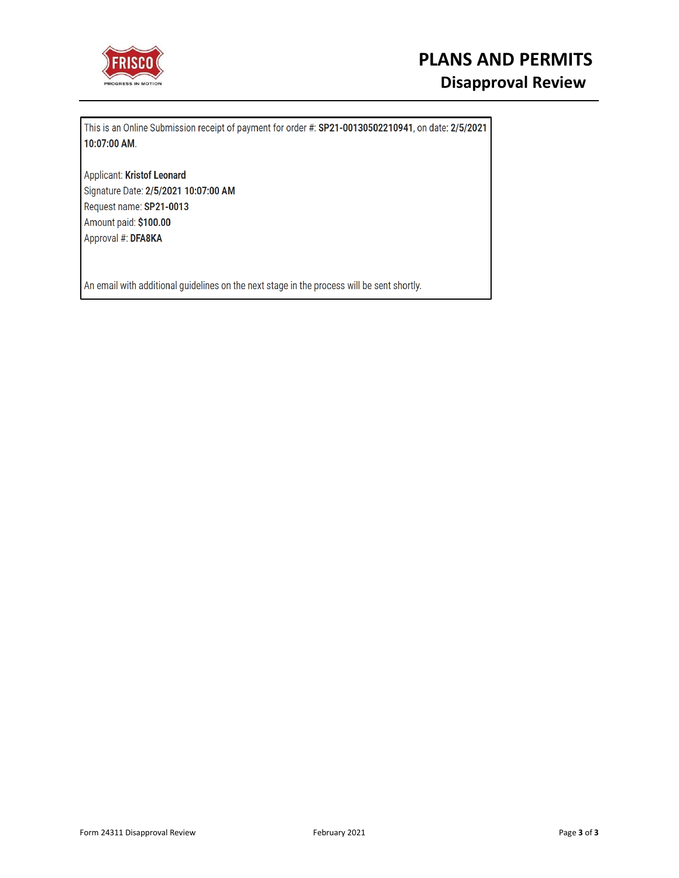# PLANS AND PERMITS

## Disapproval Review

This is an Online Submission receipt of payment for order #: **SP21-00130502210941**, on date: **2/5/2021 10:07:00 AM**.

Applicant: **Kristof Leonard**
Signature Date: **2/5/2021 10:07:00 AM**
Request name: **SP21-0013**
Amount paid: **$100.00**
Approval #: **DFA8KA**

An email with additional guidelines on the next stage in the process will be sent shortly.